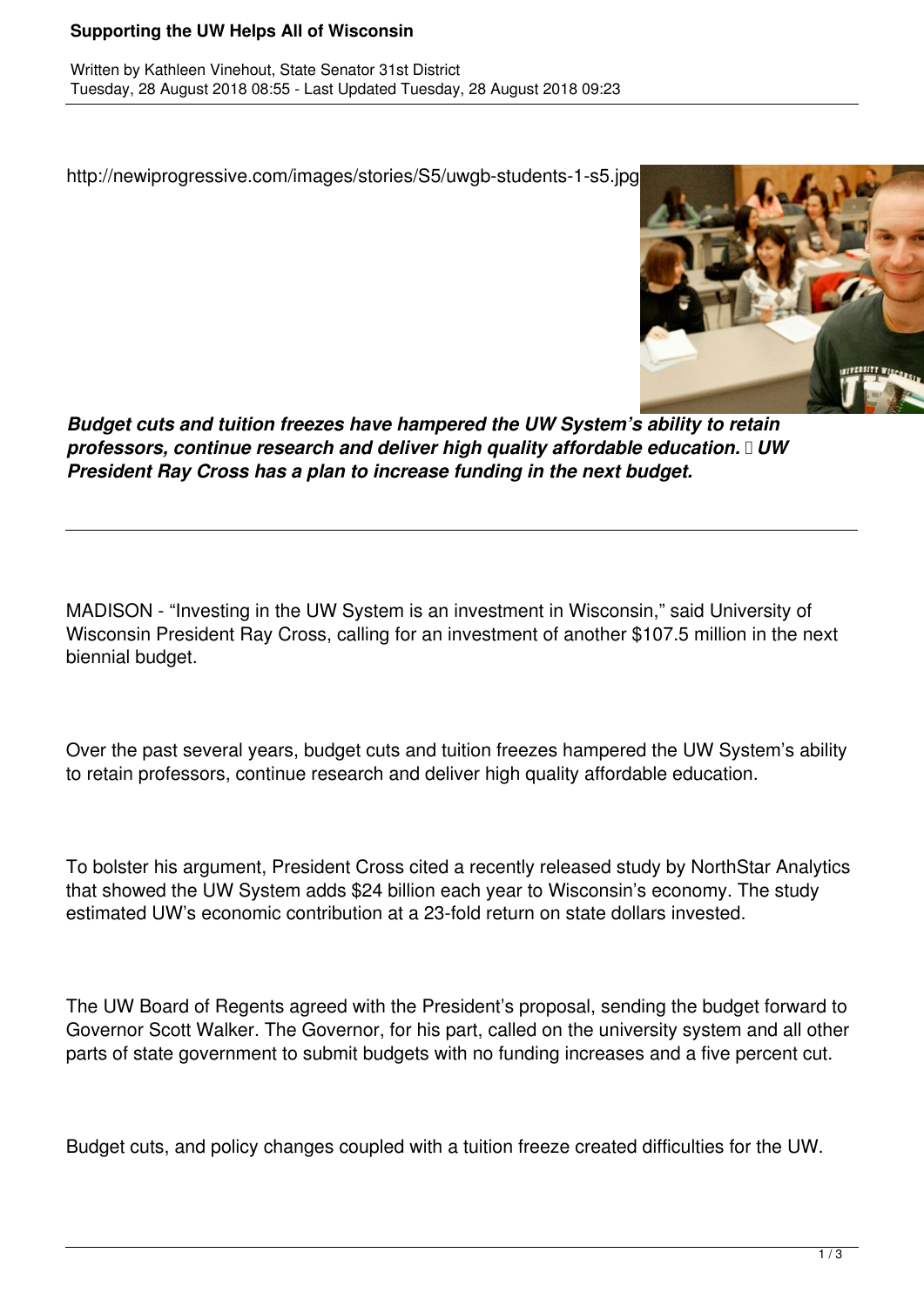# Supporting the UW Helps All of Wisconsin

Written by Kathleen Vinehout, State Senator 31st District
Tuesday, 28 August 2018 08:55 - Last Updated Tuesday, 28 August 2018 09:23

http://newiprogressive.com/images/stories/S5/uwgb-students-1-s5.jpg

***Budget cuts and tuition freezes have hampered the UW System's ability to retain professors, continue research and deliver high quality affordable education. UW President Ray Cross has a plan to increase funding in the next budget.***

---

MADISON - "Investing in the UW System is an investment in Wisconsin," said University of Wisconsin President Ray Cross, calling for an investment of another $107.5 million in the next biennial budget.

Over the past several years, budget cuts and tuition freezes hampered the UW System's ability to retain professors, continue research and deliver high quality affordable education.

To bolster his argument, President Cross cited a recently released study by NorthStar Analytics that showed the UW System adds $24 billion each year to Wisconsin's economy. The study estimated UW's economic contribution at a 23-fold return on state dollars invested.

The UW Board of Regents agreed with the President's proposal, sending the budget forward to Governor Scott Walker. The Governor, for his part, called on the university system and all other parts of state government to submit budgets with no funding increases and a five percent cut.

Budget cuts, and policy changes coupled with a tuition freeze created difficulties for the UW.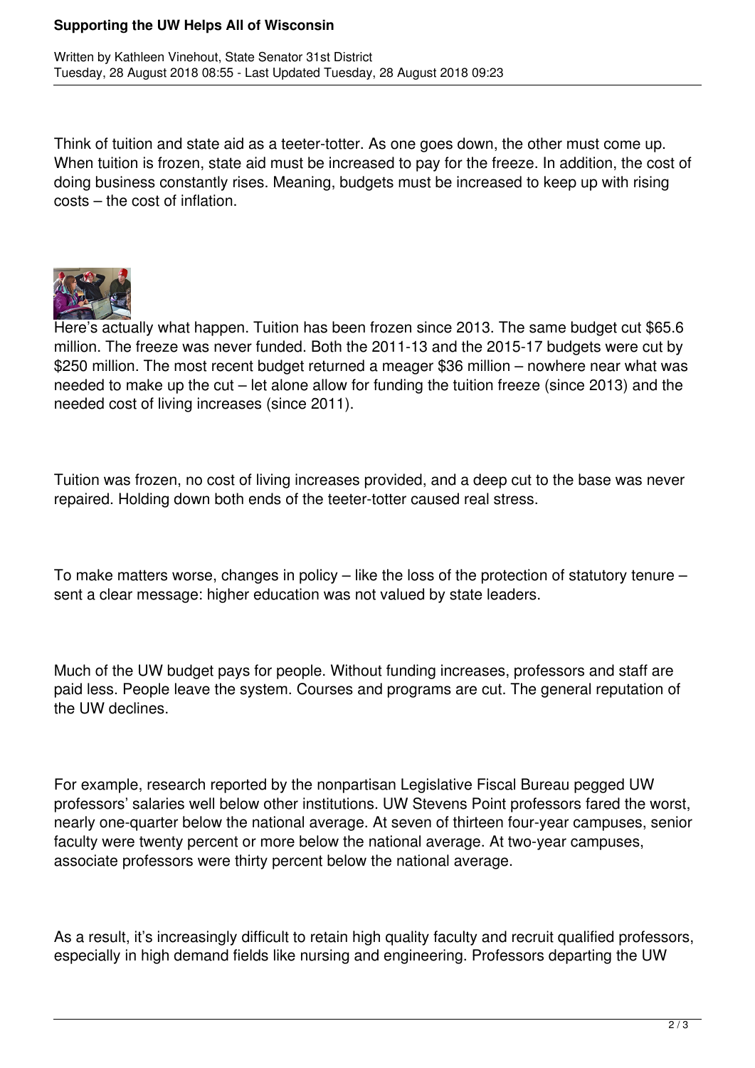Think of tuition and state aid as a teeter-totter. As one goes down, the other must come up. When tuition is frozen, state aid must be increased to pay for the freeze. In addition, the cost of doing business constantly rises. Meaning, budgets must be increased to keep up with rising costs – the cost of inflation.

Here's actually what happen. Tuition has been frozen since 2013. The same budget cut $65.6 million. The freeze was never funded. Both the 2011-13 and the 2015-17 budgets were cut by $250 million. The most recent budget returned a meager $36 million – nowhere near what was needed to make up the cut – let alone allow for funding the tuition freeze (since 2013) and the needed cost of living increases (since 2011).

Tuition was frozen, no cost of living increases provided, and a deep cut to the base was never repaired. Holding down both ends of the teeter-totter caused real stress.

To make matters worse, changes in policy – like the loss of the protection of statutory tenure – sent a clear message: higher education was not valued by state leaders.

Much of the UW budget pays for people. Without funding increases, professors and staff are paid less. People leave the system. Courses and programs are cut. The general reputation of the UW declines.

For example, research reported by the nonpartisan Legislative Fiscal Bureau pegged UW professors' salaries well below other institutions. UW Stevens Point professors fared the worst, nearly one-quarter below the national average. At seven of thirteen four-year campuses, senior faculty were twenty percent or more below the national average. At two-year campuses, associate professors were thirty percent below the national average.

As a result, it's increasingly difficult to retain high quality faculty and recruit qualified professors, especially in high demand fields like nursing and engineering. Professors departing the UW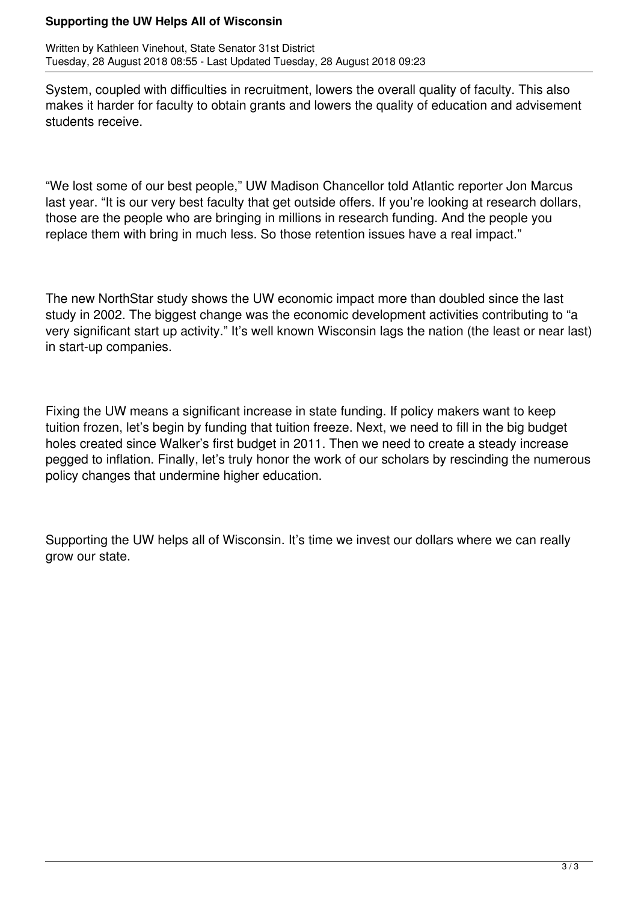System, coupled with difficulties in recruitment, lowers the overall quality of faculty. This also makes it harder for faculty to obtain grants and lowers the quality of education and advisement students receive.

"We lost some of our best people," UW Madison Chancellor told Atlantic reporter Jon Marcus last year. "It is our very best faculty that get outside offers. If you're looking at research dollars, those are the people who are bringing in millions in research funding. And the people you replace them with bring in much less. So those retention issues have a real impact."

The new NorthStar study shows the UW economic impact more than doubled since the last study in 2002. The biggest change was the economic development activities contributing to "a very significant start up activity." It's well known Wisconsin lags the nation (the least or near last) in start-up companies.

Fixing the UW means a significant increase in state funding. If policy makers want to keep tuition frozen, let's begin by funding that tuition freeze. Next, we need to fill in the big budget holes created since Walker's first budget in 2011. Then we need to create a steady increase pegged to inflation. Finally, let's truly honor the work of our scholars by rescinding the numerous policy changes that undermine higher education.

Supporting the UW helps all of Wisconsin. It's time we invest our dollars where we can really grow our state.